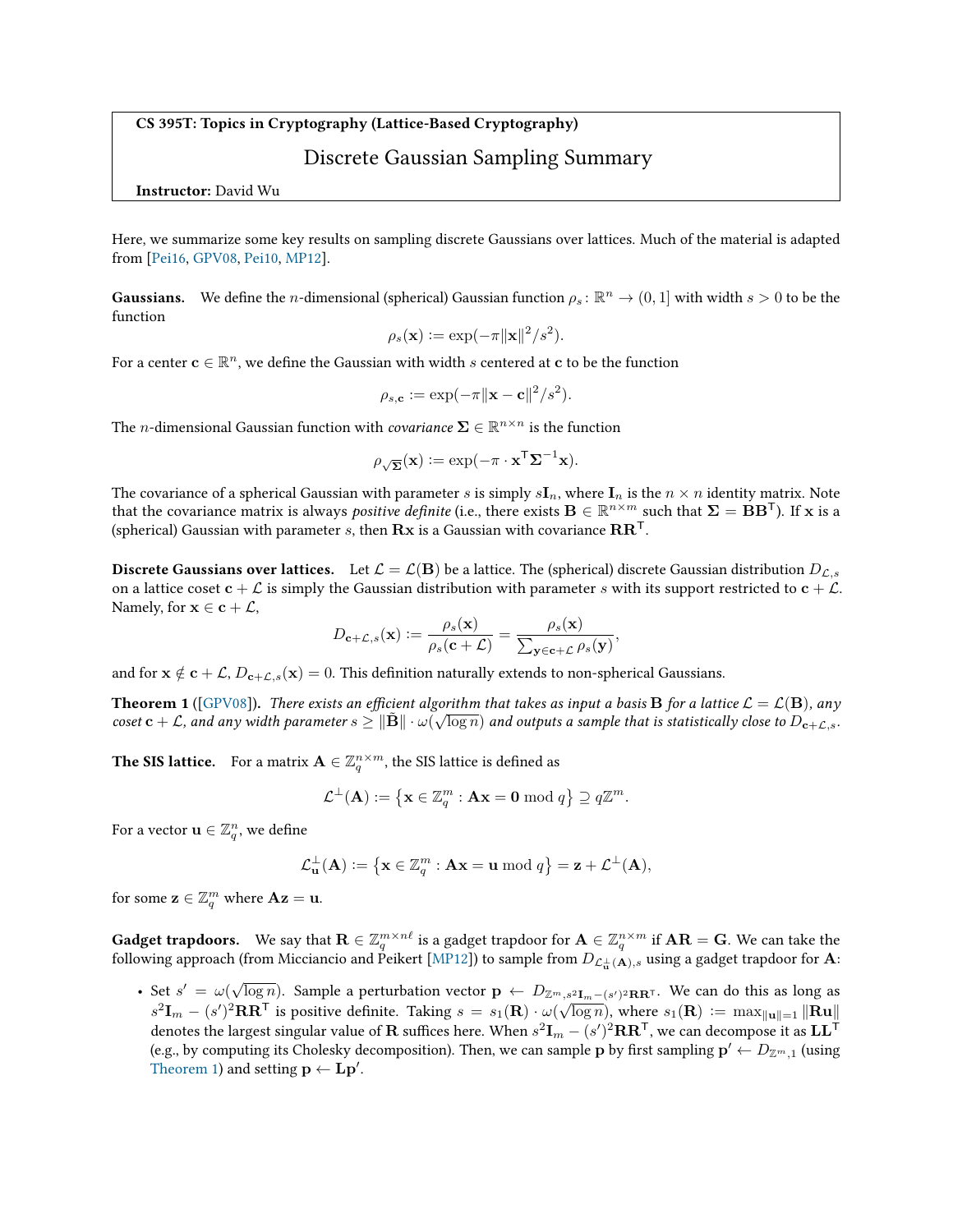**CS 395T: Topics in Cryptography (Lattice-Based Cryptography)**

# Discrete Gaussian Sampling Summary

**Instructor:** David Wu

Here, we summarize some key results on sampling discrete Gaussians over lattices. Much of the material is adapted from [Pei16, GPV08, Pei10, MP12].

**Gaussians.** We define the $n$-dimensional (spherical) Gaussian function $\rho_s \colon \mathbb{R}^n \to (0, 1]$ with width $s > 0$ to be the function

$$\rho_s(\mathbf{x}) := \exp(-\pi \|\mathbf{x}\|^2 / s^2).$$

For a center $\mathbf{c} \in \mathbb{R}^n$, we define the Gaussian with width $s$ centered at $\mathbf{c}$ to be the function

$$\rho_{s,\mathbf{c}} := \exp(-\pi \|\mathbf{x} - \mathbf{c}\|^2 / s^2).$$

The $n$-dimensional Gaussian function with *covariance* $\mathbf{\Sigma} \in \mathbb{R}^{n \times n}$ is the function

$$\rho_{\sqrt{\mathbf{\Sigma}}}(\mathbf{x}) := \exp(-\pi \cdot \mathbf{x}^\mathsf{T} \mathbf{\Sigma}^{-1} \mathbf{x}).$$

The covariance of a spherical Gaussian with parameter $s$ is simply $s\mathbf{I}_n$, where $\mathbf{I}_n$ is the $n \times n$ identity matrix. Note that the covariance matrix is always *positive definite* (i.e., there exists $\mathbf{B} \in \mathbb{R}^{n \times m}$ such that $\mathbf{\Sigma} = \mathbf{B}\mathbf{B}^\mathsf{T}$). If $\mathbf{x}$ is a (spherical) Gaussian with parameter $s$, then $\mathbf{R}\mathbf{x}$ is a Gaussian with covariance $\mathbf{R}\mathbf{R}^\mathsf{T}$.

**Discrete Gaussians over lattices.** Let $\mathcal{L} = \mathcal{L}(\mathbf{B})$ be a lattice. The (spherical) discrete Gaussian distribution $D_{\mathcal{L},s}$ on a lattice coset $\mathbf{c} + \mathcal{L}$ is simply the Gaussian distribution with parameter $s$ with its support restricted to $\mathbf{c} + \mathcal{L}$. Namely, for $\mathbf{x} \in \mathbf{c} + \mathcal{L}$,

$$D_{\mathbf{c}+\mathcal{L},s}(\mathbf{x}) := \frac{\rho_s(\mathbf{x})}{\rho_s(\mathbf{c} + \mathcal{L})} = \frac{\rho_s(\mathbf{x})}{\sum_{\mathbf{y} \in \mathbf{c}+\mathcal{L}} \rho_s(\mathbf{y})},$$

and for $\mathbf{x} \notin \mathbf{c} + \mathcal{L}$, $D_{\mathbf{c}+\mathcal{L},s}(\mathbf{x}) = 0$. This definition naturally extends to non-spherical Gaussians.

**Theorem 1** ([GPV08])**.** *There exists an efficient algorithm that takes as input a basis $\mathbf{B}$ for a lattice $\mathcal{L} = \mathcal{L}(\mathbf{B})$, any coset $\mathbf{c} + \mathcal{L}$, and any width parameter $s \geq \|\tilde{\mathbf{B}}\| \cdot \omega(\sqrt{\log n})$ and outputs a sample that is statistically close to $D_{\mathbf{c}+\mathcal{L},s}$.*

**The SIS lattice.** For a matrix $\mathbf{A} \in \mathbb{Z}_q^{n \times m}$, the SIS lattice is defined as

$$\mathcal{L}^\perp(\mathbf{A}) := \left\{ \mathbf{x} \in \mathbb{Z}_q^m : \mathbf{A}\mathbf{x} = \mathbf{0} \bmod q \right\} \supseteq q\mathbb{Z}^m.$$

For a vector $\mathbf{u} \in \mathbb{Z}_q^n$, we define

$$\mathcal{L}_\mathbf{u}^\perp(\mathbf{A}) := \left\{ \mathbf{x} \in \mathbb{Z}_q^m : \mathbf{A}\mathbf{x} = \mathbf{u} \bmod q \right\} = \mathbf{z} + \mathcal{L}^\perp(\mathbf{A}),$$

for some $\mathbf{z} \in \mathbb{Z}_q^m$ where $\mathbf{A}\mathbf{z} = \mathbf{u}$.

**Gadget trapdoors.** We say that $\mathbf{R} \in \mathbb{Z}_q^{m \times n\ell}$ is a gadget trapdoor for $\mathbf{A} \in \mathbb{Z}_q^{n \times m}$ if $\mathbf{A}\mathbf{R} = \mathbf{G}$. We can take the following approach (from Micciancio and Peikert [MP12]) to sample from $D_{\mathcal{L}_\mathbf{u}^\perp(\mathbf{A}),s}$ using a gadget trapdoor for $\mathbf{A}$:

- Set $s' = \omega(\sqrt{\log n})$. Sample a perturbation vector $\mathbf{p} \leftarrow D_{\mathbb{Z}^m, s^2\mathbf{I}_m - (s')^2\mathbf{R}\mathbf{R}^\mathsf{T}}$. We can do this as long as $s^2\mathbf{I}_m - (s')^2\mathbf{R}\mathbf{R}^\mathsf{T}$ is positive definite. Taking $s = s_1(\mathbf{R}) \cdot \omega(\sqrt{\log n})$, where $s_1(\mathbf{R}) := \max_{\|\mathbf{u}\|=1} \|\mathbf{R}\mathbf{u}\|$ denotes the largest singular value of $\mathbf{R}$ suffices here. When $s^2\mathbf{I}_m - (s')^2\mathbf{R}\mathbf{R}^\mathsf{T}$, we can decompose it as $\mathbf{L}\mathbf{L}^\mathsf{T}$ (e.g., by computing its Cholesky decomposition). Then, we can sample $\mathbf{p}$ by first sampling $\mathbf{p}' \leftarrow D_{\mathbb{Z}^m,1}$ (using Theorem 1) and setting $\mathbf{p} \leftarrow \mathbf{L}\mathbf{p}'$.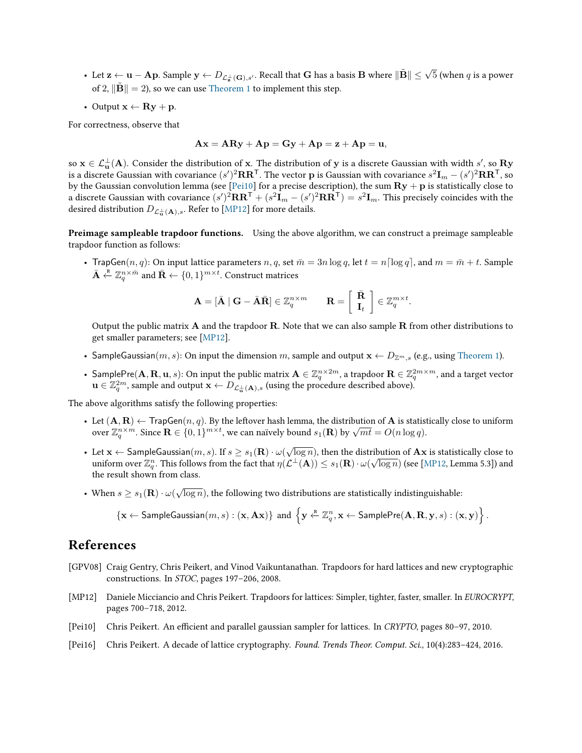- Let $\mathbf{z} \leftarrow \mathbf{u} - \mathbf{A}\mathbf{p}$. Sample $\mathbf{y} \leftarrow D_{\mathcal{L}^{\perp}_{\mathbf{z}}(\mathbf{G}),s'}$. Recall that $\mathbf{G}$ has a basis $\mathbf{B}$ where $\|\tilde{\mathbf{B}}\| \leq \sqrt{5}$ (when $q$ is a power of 2, $\|\tilde{\mathbf{B}}\| = 2$), so we can use Theorem 1 to implement this step.
- Output $\mathbf{x} \leftarrow \mathbf{R}\mathbf{y} + \mathbf{p}$.

For correctness, observe that

$$\mathbf{A}\mathbf{x} = \mathbf{A}\mathbf{R}\mathbf{y} + \mathbf{A}\mathbf{p} = \mathbf{G}\mathbf{y} + \mathbf{A}\mathbf{p} = \mathbf{z} + \mathbf{A}\mathbf{p} = \mathbf{u},$$

so $\mathbf{x} \in \mathcal{L}^{\perp}_{\mathbf{u}}(\mathbf{A})$. Consider the distribution of $\mathbf{x}$. The distribution of $\mathbf{y}$ is a discrete Gaussian with width $s'$, so $\mathbf{R}\mathbf{y}$ is a discrete Gaussian with covariance $(s')^2\mathbf{R}\mathbf{R}^{\mathsf{T}}$. The vector $\mathbf{p}$ is Gaussian with covariance $s^2\mathbf{I}_m - (s')^2\mathbf{R}\mathbf{R}^{\mathsf{T}}$, so by the Gaussian convolution lemma (see [Pei10] for a precise description), the sum $\mathbf{R}\mathbf{y} + \mathbf{p}$ is statistically close to a discrete Gaussian with covariance $(s')^2\mathbf{R}\mathbf{R}^{\mathsf{T}} + (s^2\mathbf{I}_m - (s')^2\mathbf{R}\mathbf{R}^{\mathsf{T}}) = s^2\mathbf{I}_m$. This precisely coincides with the desired distribution $D_{\mathcal{L}^{\perp}_{\mathbf{u}}(\mathbf{A}),s}$. Refer to [MP12] for more details.

**Preimage sampleable trapdoor functions.** Using the above algorithm, we can construct a preimage sampleable trapdoor function as follows:

- $\mathsf{TrapGen}(n, q)$: On input lattice parameters $n, q$, set $\bar{m} = 3n \log q$, let $t = n\lceil \log q \rceil$, and $m = \bar{m} + t$. Sample $\bar{\mathbf{A}} \xleftarrow{\text{R}} \mathbb{Z}_q^{n \times \bar{m}}$ and $\bar{\mathbf{R}} \leftarrow \{0,1\}^{m \times t}$. Construct matrices

$$\mathbf{A} = [\bar{\mathbf{A}} \mid \mathbf{G} - \bar{\mathbf{A}}\bar{\mathbf{R}}] \in \mathbb{Z}_q^{n \times m} \qquad \mathbf{R} = \begin{bmatrix} \bar{\mathbf{R}} \\ \mathbf{I}_t \end{bmatrix} \in \mathbb{Z}_q^{m \times t}.$$

  Output the public matrix $\mathbf{A}$ and the trapdoor $\mathbf{R}$. Note that we can also sample $\mathbf{R}$ from other distributions to get smaller parameters; see [MP12].

- $\mathsf{SampleGaussian}(m, s)$: On input the dimension $m$, sample and output $\mathbf{x} \leftarrow D_{\mathbb{Z}^m,s}$ (e.g., using Theorem 1).
- $\mathsf{SamplePre}(\mathbf{A}, \mathbf{R}, \mathbf{u}, s)$: On input the public matrix $\mathbf{A} \in \mathbb{Z}_q^{n \times 2m}$, a trapdoor $\mathbf{R} \in \mathbb{Z}_q^{2m \times m}$, and a target vector $\mathbf{u} \in \mathbb{Z}_q^{2m}$, sample and output $\mathbf{x} \leftarrow D_{\mathcal{L}^{\perp}_{\mathbf{u}}(\mathbf{A}),s}$ (using the procedure described above).

The above algorithms satisfy the following properties:

- Let $(\mathbf{A}, \mathbf{R}) \leftarrow \mathsf{TrapGen}(n, q)$. By the leftover hash lemma, the distribution of $\mathbf{A}$ is statistically close to uniform over $\mathbb{Z}_q^{n \times m}$. Since $\mathbf{R} \in \{0,1\}^{m \times t}$, we can naïvely bound $s_1(\mathbf{R})$ by $\sqrt{mt} = O(n \log q)$.
- Let $\mathbf{x} \leftarrow \mathsf{SampleGaussian}(m, s)$. If $s \geq s_1(\mathbf{R}) \cdot \omega(\sqrt{\log n})$, then the distribution of $\mathbf{A}\mathbf{x}$ is statistically close to uniform over $\mathbb{Z}_q^n$. This follows from the fact that $\eta(\mathcal{L}^{\perp}(\mathbf{A})) \leq s_1(\mathbf{R}) \cdot \omega(\sqrt{\log n})$ (see [MP12, Lemma 5.3]) and the result shown from class.
- When $s \geq s_1(\mathbf{R}) \cdot \omega(\sqrt{\log n})$, the following two distributions are statistically indistinguishable:

$$\{\mathbf{x} \leftarrow \mathsf{SampleGaussian}(m, s) : (\mathbf{x}, \mathbf{A}\mathbf{x})\} \text{ and } \left\{\mathbf{y} \xleftarrow{\text{R}} \mathbb{Z}_q^n, \mathbf{x} \leftarrow \mathsf{SamplePre}(\mathbf{A}, \mathbf{R}, \mathbf{y}, s) : (\mathbf{x}, \mathbf{y})\right\}.$$

## References

[GPV08] Craig Gentry, Chris Peikert, and Vinod Vaikuntanathan. Trapdoors for hard lattices and new cryptographic constructions. In *STOC*, pages 197–206, 2008.

[MP12] Daniele Micciancio and Chris Peikert. Trapdoors for lattices: Simpler, tighter, faster, smaller. In *EUROCRYPT*, pages 700–718, 2012.

[Pei10] Chris Peikert. An efficient and parallel gaussian sampler for lattices. In *CRYPTO*, pages 80–97, 2010.

[Pei16] Chris Peikert. A decade of lattice cryptography. *Found. Trends Theor. Comput. Sci.*, 10(4):283–424, 2016.